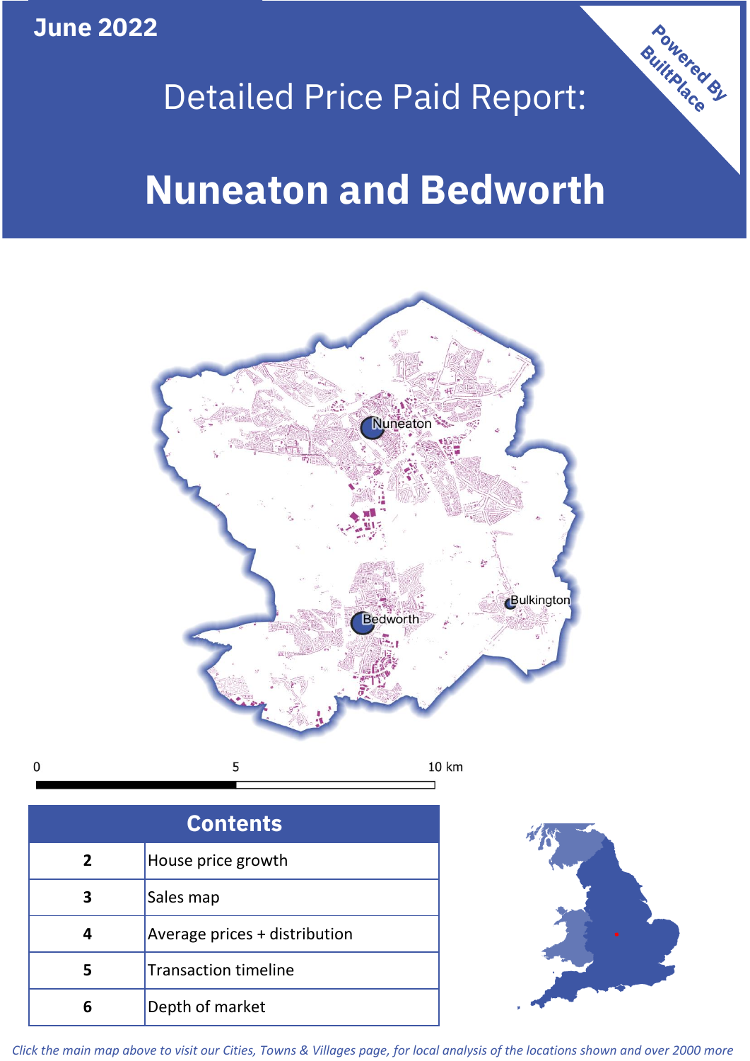June 2022

# Detailed Price Paid Report:

# Nuneaton and Bedworth

Powered By BuiltPlace

| Contents | |
|---|---|
| 2 | House price growth |
| 3 | Sales map |
| 4 | Average prices + distribution |
| 5 | Transaction timeline |
| 6 | Depth of market |

*Click the main map above to visit our Cities, Towns & Villages page, for local analysis of the locations shown and over 2000 more*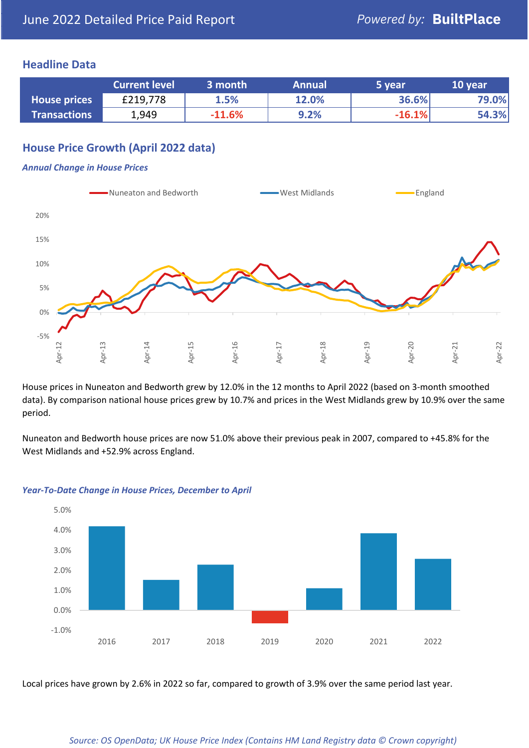June 2022 Detailed Price Paid Report — Powered by: **BuiltPlace**

## Headline Data

| | Current level | 3 month | Annual | 5 year | 10 year |
|---|---|---|---|---|---|
| **House prices** | £219,778 | 1.5% | 12.0% | 36.6% | 79.0% |
| **Transactions** | 1,949 | -11.6% | 9.2% | -16.1% | 54.3% |

## House Price Growth (April 2022 data)

***Annual Change in House Prices***

House prices in Nuneaton and Bedworth grew by 12.0% in the 12 months to April 2022 (based on 3-month smoothed data). By comparison national house prices grew by 10.7% and prices in the West Midlands grew by 10.9% over the same period.

Nuneaton and Bedworth house prices are now 51.0% above their previous peak in 2007, compared to +45.8% for the West Midlands and +52.9% across England.

***Year-To-Date Change in House Prices, December to April***

Local prices have grown by 2.6% in 2022 so far, compared to growth of 3.9% over the same period last year.

*Source: OS OpenData; UK House Price Index (Contains HM Land Registry data © Crown copyright)*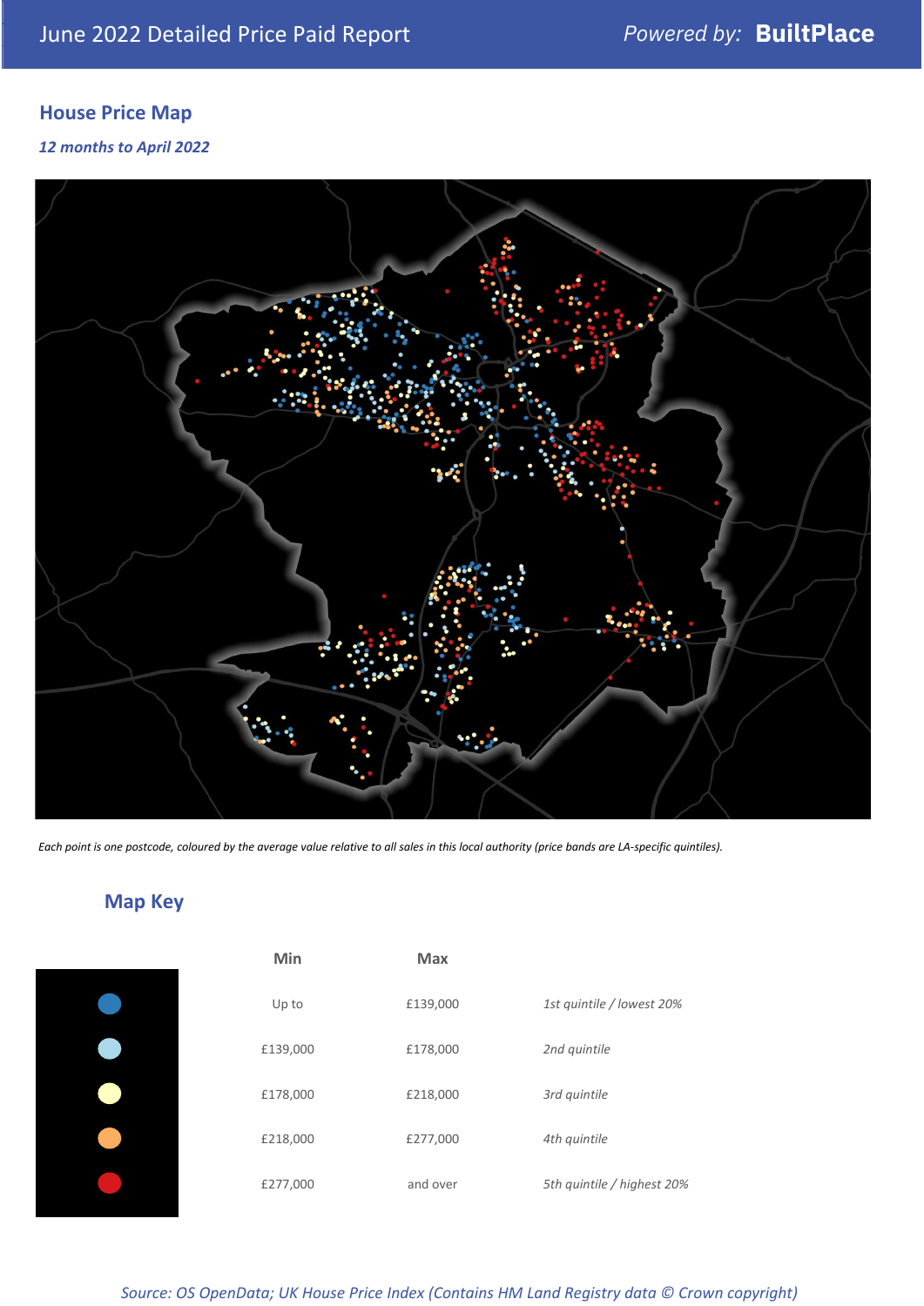## House Price Map

*12 months to April 2022*

*Each point is one postcode, coloured by the average value relative to all sales in this local authority (price bands are LA-specific quintiles).*

## Map Key

| | Min | Max | |
|---|---|---|---|
| | Up to | £139,000 | *1st quintile / lowest 20%* |
| | £139,000 | £178,000 | *2nd quintile* |
| | £178,000 | £218,000 | *3rd quintile* |
| | £218,000 | £277,000 | *4th quintile* |
| | £277,000 | and over | *5th quintile / highest 20%* |

*Source: OS OpenData; UK House Price Index (Contains HM Land Registry data © Crown copyright)*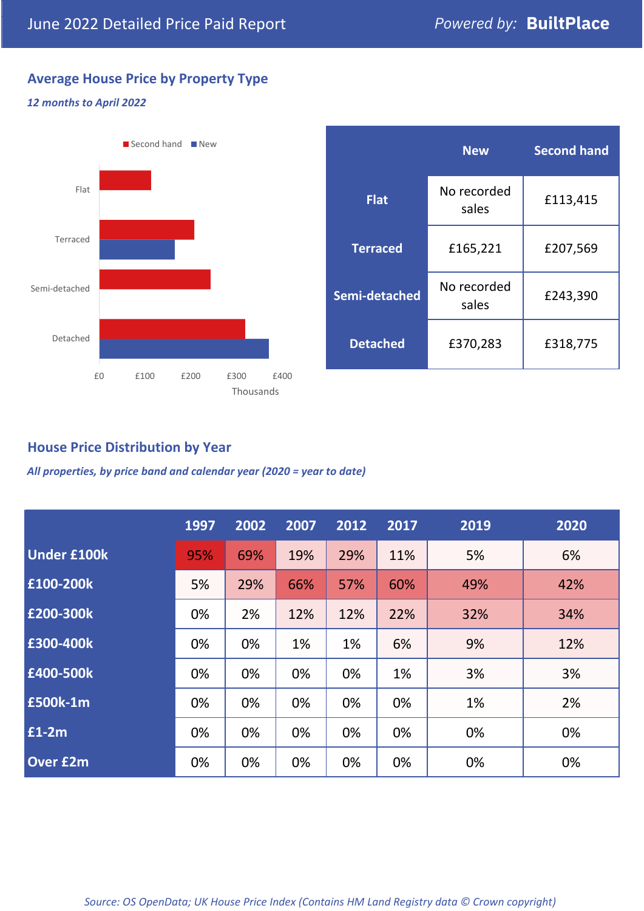June 2022 Detailed Price Paid Report *Powered by:* **BuiltPlace**

## Average House Price by Property Type

***12 months to April 2022***

|  | New | Second hand |
|---|---|---|
| **Flat** | No recorded sales | £113,415 |
| **Terraced** | £165,221 | £207,569 |
| **Semi-detached** | No recorded sales | £243,390 |
| **Detached** | £370,283 | £318,775 |

## House Price Distribution by Year

***All properties, by price band and calendar year (2020 = year to date)***

|  | 1997 | 2002 | 2007 | 2012 | 2017 | 2019 | 2020 |
|---|---|---|---|---|---|---|---|
| **Under £100k** | 95% | 69% | 19% | 29% | 11% | 5% | 6% |
| **£100-200k** | 5% | 29% | 66% | 57% | 60% | 49% | 42% |
| **£200-300k** | 0% | 2% | 12% | 12% | 22% | 32% | 34% |
| **£300-400k** | 0% | 0% | 1% | 1% | 6% | 9% | 12% |
| **£400-500k** | 0% | 0% | 0% | 0% | 1% | 3% | 3% |
| **£500k-1m** | 0% | 0% | 0% | 0% | 0% | 1% | 2% |
| **£1-2m** | 0% | 0% | 0% | 0% | 0% | 0% | 0% |
| **Over £2m** | 0% | 0% | 0% | 0% | 0% | 0% | 0% |

*Source: OS OpenData; UK House Price Index (Contains HM Land Registry data © Crown copyright)*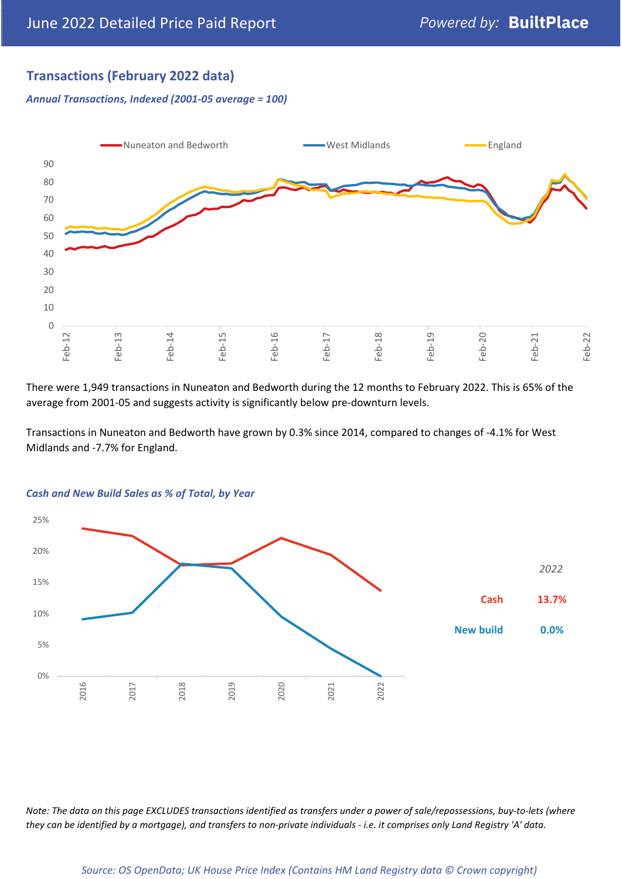## Transactions (February 2022 data)

*Annual Transactions, Indexed (2001-05 average = 100)*

There were 1,949 transactions in Nuneaton and Bedworth during the 12 months to February 2022. This is 65% of the average from 2001-05 and suggests activity is significantly below pre-downturn levels.

Transactions in Nuneaton and Bedworth have grown by 0.3% since 2014, compared to changes of -4.1% for West Midlands and -7.7% for England.

*Cash and New Build Sales as % of Total, by Year*

| 2022 | |
|---|---|
| Cash | 13.7% |
| New build | 0.0% |

*Note: The data on this page EXCLUDES transactions identified as transfers under a power of sale/repossessions, buy-to-lets (where they can be identified by a mortgage), and transfers to non-private individuals - i.e. it comprises only Land Registry 'A' data.*

*Source: OS OpenData; UK House Price Index (Contains HM Land Registry data © Crown copyright)*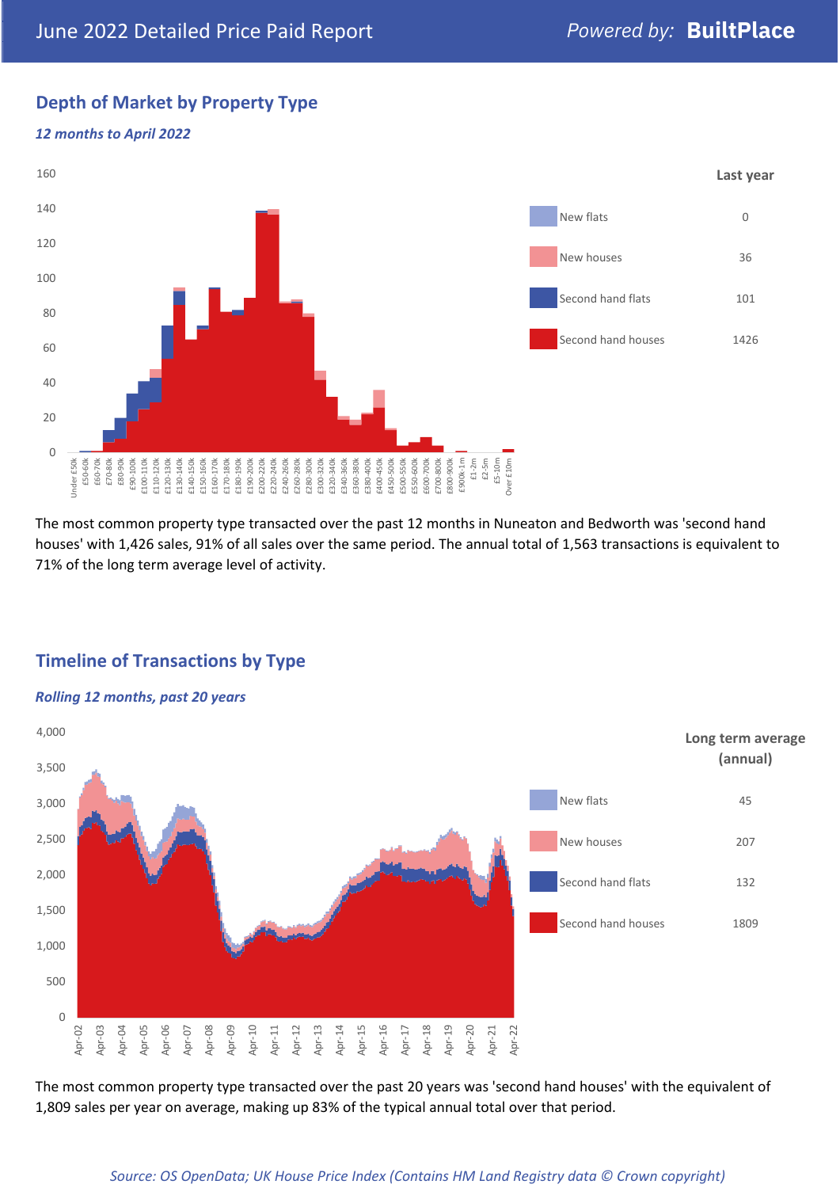# June 2022 Detailed Price Paid Report

Powered by: **BuiltPlace**

## Depth of Market by Property Type

*12 months to April 2022*

160
140
120
100
80
60
40
20
0

Under £50k, £50-60k, £60-70k, £70-80k, £80-90k, £90-100k, £100-110k, £110-120k, £120-130k, £130-140k, £140-150k, £150-160k, £160-170k, £170-180k, £180-190k, £190-200k, £200-220k, £220-240k, £240-260k, £260-280k, £280-300k, £300-320k, £320-340k, £340-360k, £360-380k, £380-400k, £400-450k, £450-500k, £500-550k, £550-600k, £600-700k, £700-800k, £800-900k, £900k-1m, £1-2m, £2-5m, £5-10m, Over £10m

**Last year**

New flats 0
New houses 36
Second hand flats 101
Second hand houses 1426

The most common property type transacted over the past 12 months in Nuneaton and Bedworth was 'second hand houses' with 1,426 sales, 91% of all sales over the same period. The annual total of 1,563 transactions is equivalent to 71% of the long term average level of activity.

## Timeline of Transactions by Type

*Rolling 12 months, past 20 years*

4,000
3,500
3,000
2,500
2,000
1,500
1,000
500
0

Apr-02, Apr-03, Apr-04, Apr-05, Apr-06, Apr-07, Apr-08, Apr-09, Apr-10, Apr-11, Apr-12, Apr-13, Apr-14, Apr-15, Apr-16, Apr-17, Apr-18, Apr-19, Apr-20, Apr-21, Apr-22

**Long term average (annual)**

New flats 45
New houses 207
Second hand flats 132
Second hand houses 1809

The most common property type transacted over the past 20 years was 'second hand houses' with the equivalent of 1,809 sales per year on average, making up 83% of the typical annual total over that period.

*Source: OS OpenData; UK House Price Index (Contains HM Land Registry data © Crown copyright)*